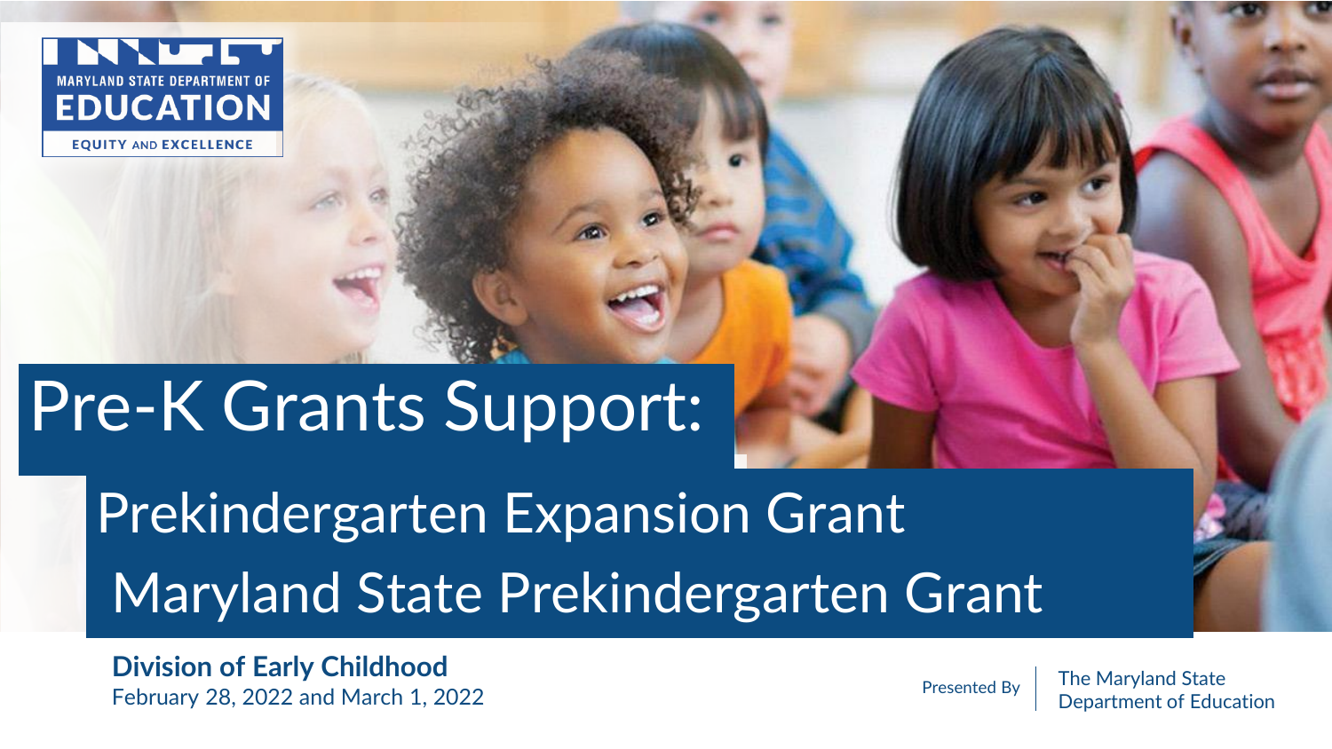MARYLAND STATE DEPARTMENT OF
EDUCATION
EQUITY AND EXCELLENCE

# Pre-K Grants Support:

## Prekindergarten Expansion Grant

## Maryland State Prekindergarten Grant

**Division of Early Childhood**
February 28, 2022 and March 1, 2022

Presented By

The Maryland State Department of Education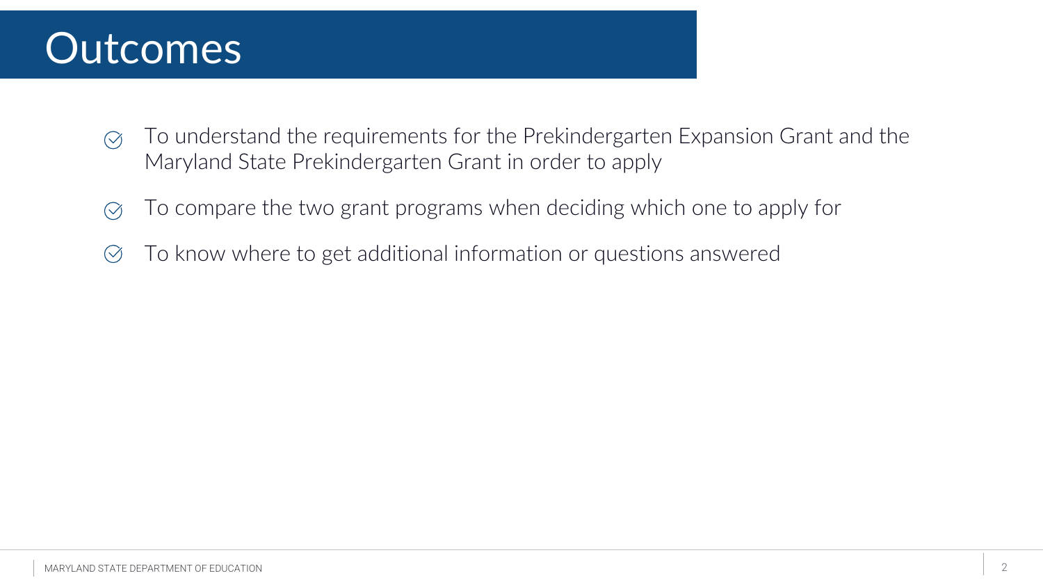# Outcomes

- To understand the requirements for the Prekindergarten Expansion Grant and the Maryland State Prekindergarten Grant in order to apply
- To compare the two grant programs when deciding which one to apply for
- To know where to get additional information or questions answered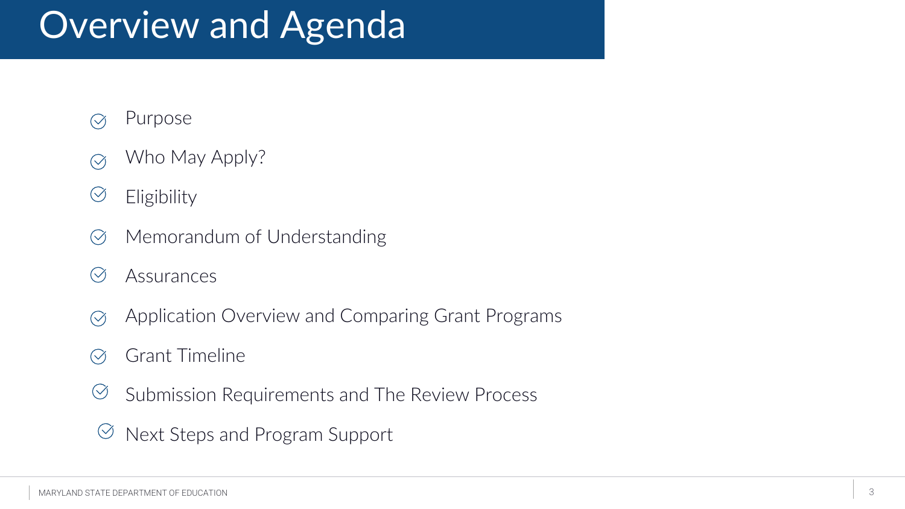# Overview and Agenda

- Purpose
- Who May Apply?
- Eligibility
- Memorandum of Understanding
- Assurances
- Application Overview and Comparing Grant Programs
- Grant Timeline
- Submission Requirements and The Review Process
- Next Steps and Program Support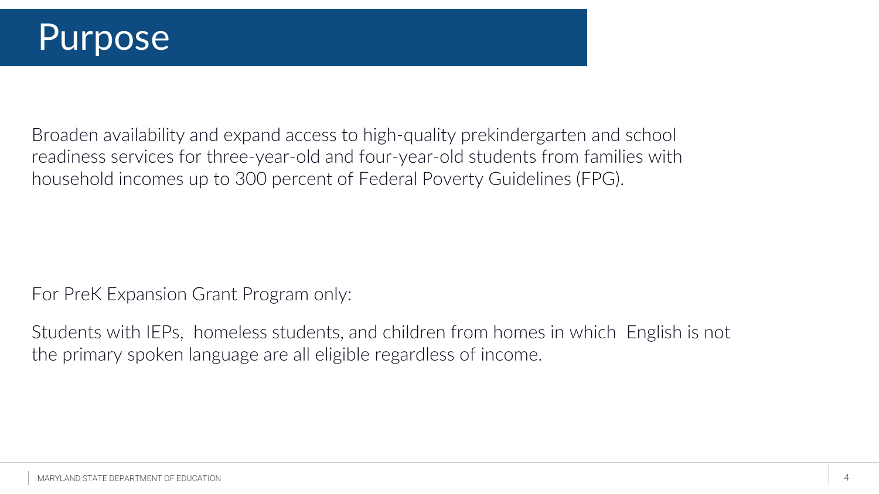# Purpose

Broaden availability and expand access to high-quality prekindergarten and school readiness services for three-year-old and four-year-old students from families with household incomes up to 300 percent of Federal Poverty Guidelines (FPG).

For PreK Expansion Grant Program only:

Students with IEPs, homeless students, and children from homes in which English is not the primary spoken language are all eligible regardless of income.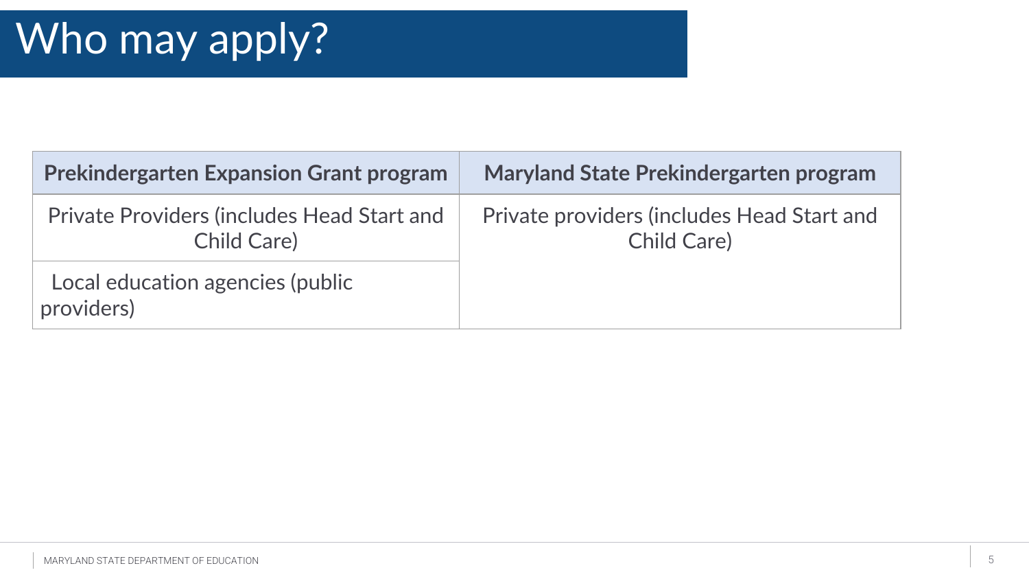# Who may apply?

| Prekindergarten Expansion Grant program | Maryland State Prekindergarten program |
|---|---|
| Private Providers (includes Head Start and Child Care) | Private providers (includes Head Start and Child Care) |
| Local education agencies (public providers) | |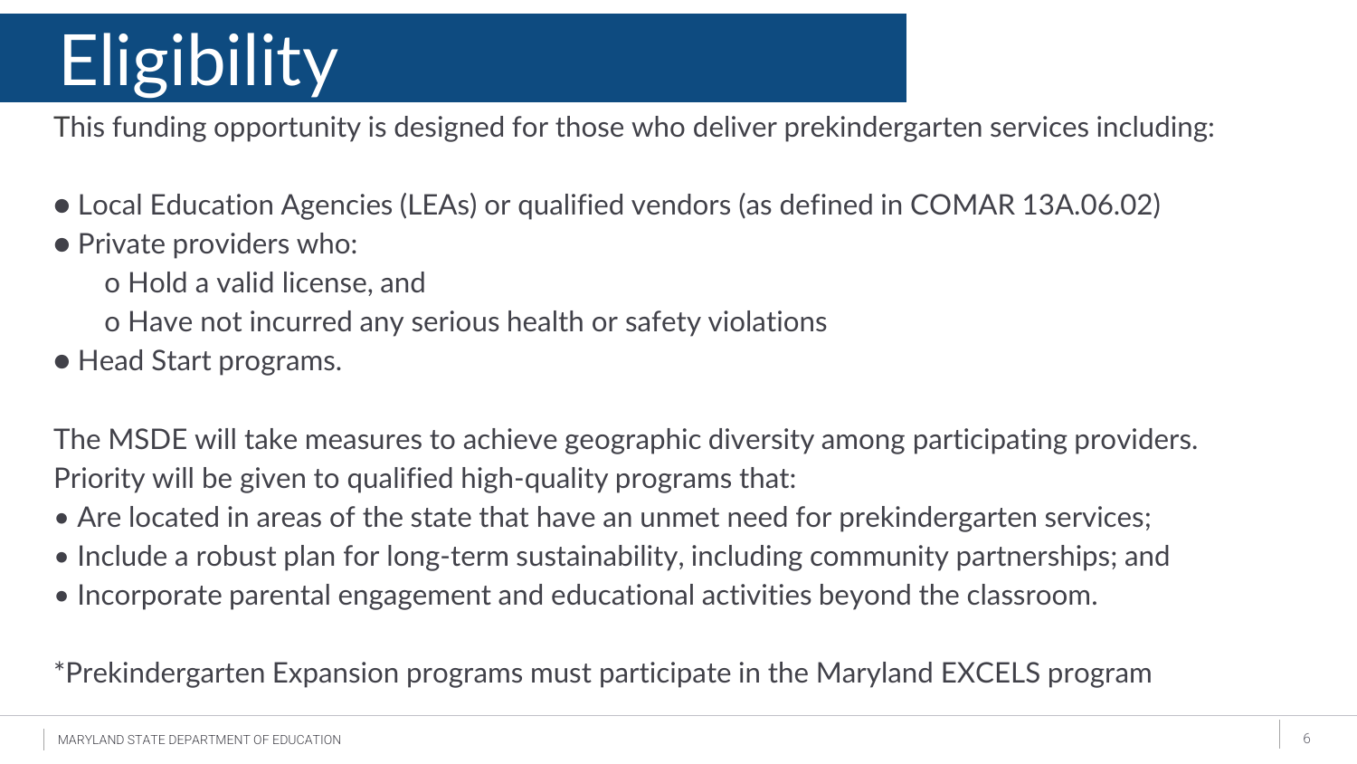# Eligibility

This funding opportunity is designed for those who deliver prekindergarten services including:

- Local Education Agencies (LEAs) or qualified vendors (as defined in COMAR 13A.06.02)
- Private providers who:
  - Hold a valid license, and
  - Have not incurred any serious health or safety violations
- Head Start programs.

The MSDE will take measures to achieve geographic diversity among participating providers. Priority will be given to qualified high-quality programs that:

- Are located in areas of the state that have an unmet need for prekindergarten services;
- Include a robust plan for long-term sustainability, including community partnerships; and
- Incorporate parental engagement and educational activities beyond the classroom.

*Prekindergarten Expansion programs must participate in the Maryland EXCELS program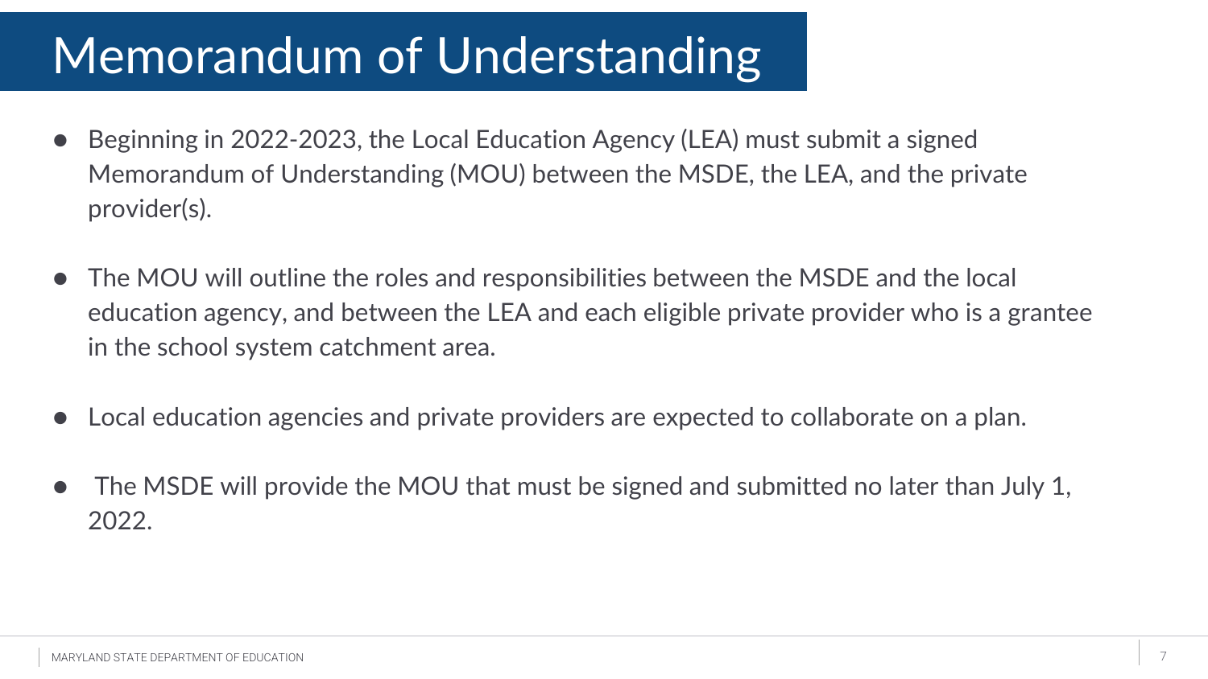# Memorandum of Understanding

- Beginning in 2022-2023, the Local Education Agency (LEA) must submit a signed Memorandum of Understanding (MOU) between the MSDE, the LEA, and the private provider(s).
- The MOU will outline the roles and responsibilities between the MSDE and the local education agency, and between the LEA and each eligible private provider who is a grantee in the school system catchment area.
- Local education agencies and private providers are expected to collaborate on a plan.
- The MSDE will provide the MOU that must be signed and submitted no later than July 1, 2022.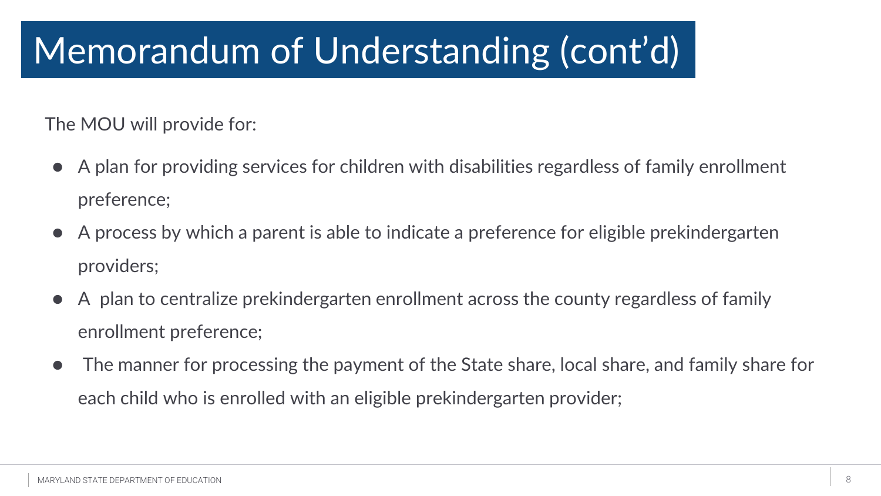# Memorandum of Understanding (cont'd)

The MOU will provide for:

- A plan for providing services for children with disabilities regardless of family enrollment preference;
- A process by which a parent is able to indicate a preference for eligible prekindergarten providers;
- A plan to centralize prekindergarten enrollment across the county regardless of family enrollment preference;
- The manner for processing the payment of the State share, local share, and family share for each child who is enrolled with an eligible prekindergarten provider;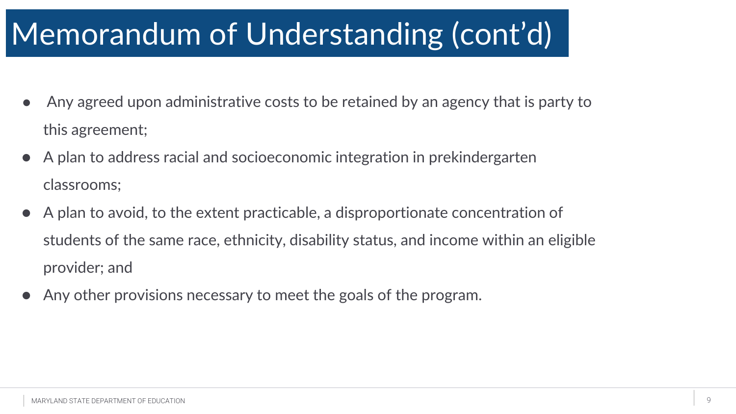# Memorandum of Understanding (cont'd)

- Any agreed upon administrative costs to be retained by an agency that is party to this agreement;
- A plan to address racial and socioeconomic integration in prekindergarten classrooms;
- A plan to avoid, to the extent practicable, a disproportionate concentration of students of the same race, ethnicity, disability status, and income within an eligible provider; and
- Any other provisions necessary to meet the goals of the program.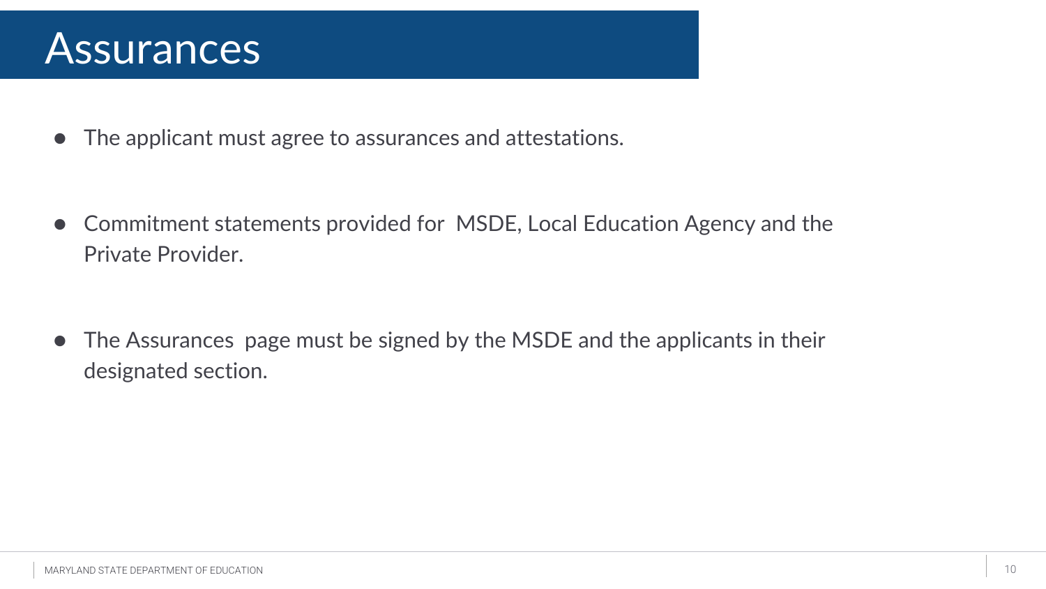# Assurances

- The applicant must agree to assurances and attestations.

- Commitment statements provided for MSDE, Local Education Agency and the Private Provider.

- The Assurances page must be signed by the MSDE and the applicants in their designated section.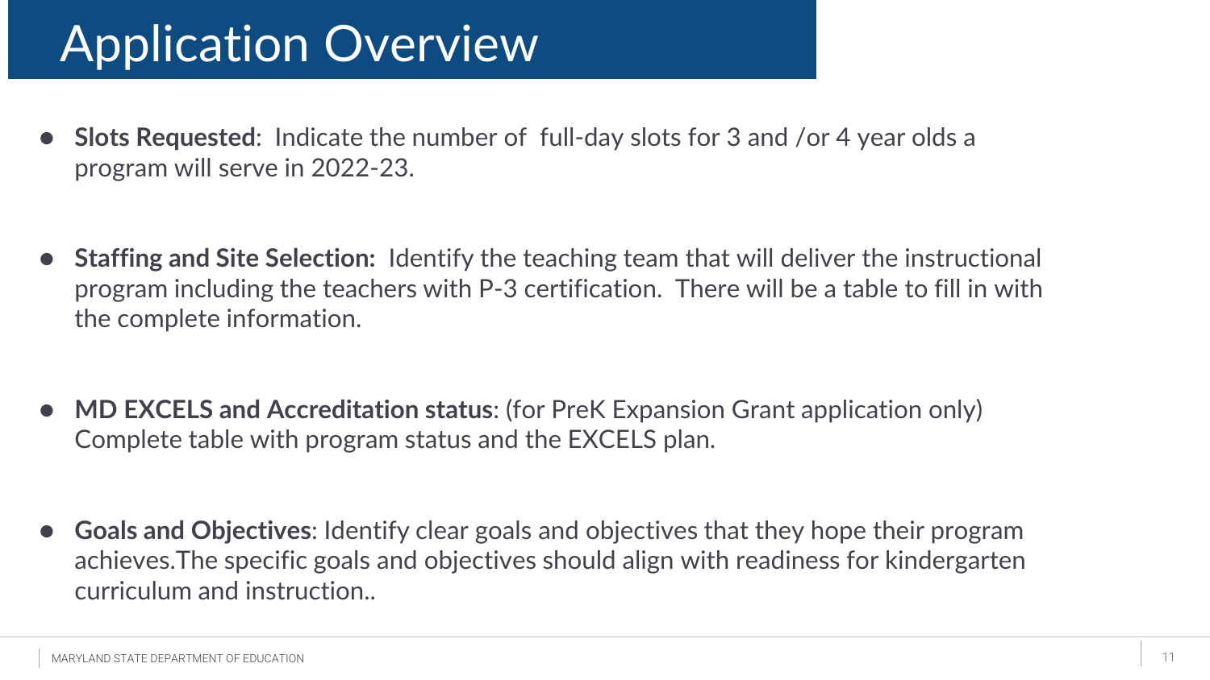# Application Overview

- **Slots Requested**: Indicate the number of full-day slots for 3 and /or 4 year olds a program will serve in 2022-23.

- **Staffing and Site Selection:** Identify the teaching team that will deliver the instructional program including the teachers with P-3 certification. There will be a table to fill in with the complete information.

- **MD EXCELS and Accreditation status**: (for PreK Expansion Grant application only) Complete table with program status and the EXCELS plan.

- **Goals and Objectives**: Identify clear goals and objectives that they hope their program achieves.The specific goals and objectives should align with readiness for kindergarten curriculum and instruction..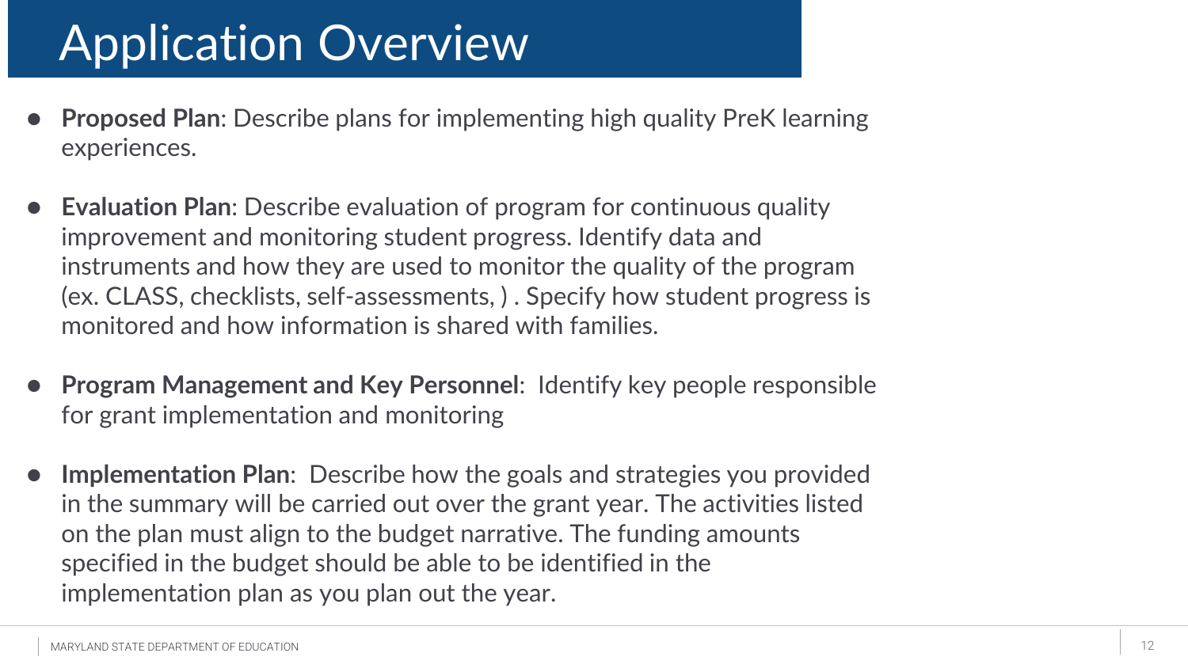# Application Overview

- **Proposed Plan**: Describe plans for implementing high quality PreK learning experiences.

- **Evaluation Plan**: Describe evaluation of program for continuous quality improvement and monitoring student progress. Identify data and instruments and how they are used to monitor the quality of the program (ex. CLASS, checklists, self-assessments, ) . Specify how student progress is monitored and how information is shared with families.

- **Program Management and Key Personnel**: Identify key people responsible for grant implementation and monitoring

- **Implementation Plan**: Describe how the goals and strategies you provided in the summary will be carried out over the grant year. The activities listed on the plan must align to the budget narrative. The funding amounts specified in the budget should be able to be identified in the implementation plan as you plan out the year.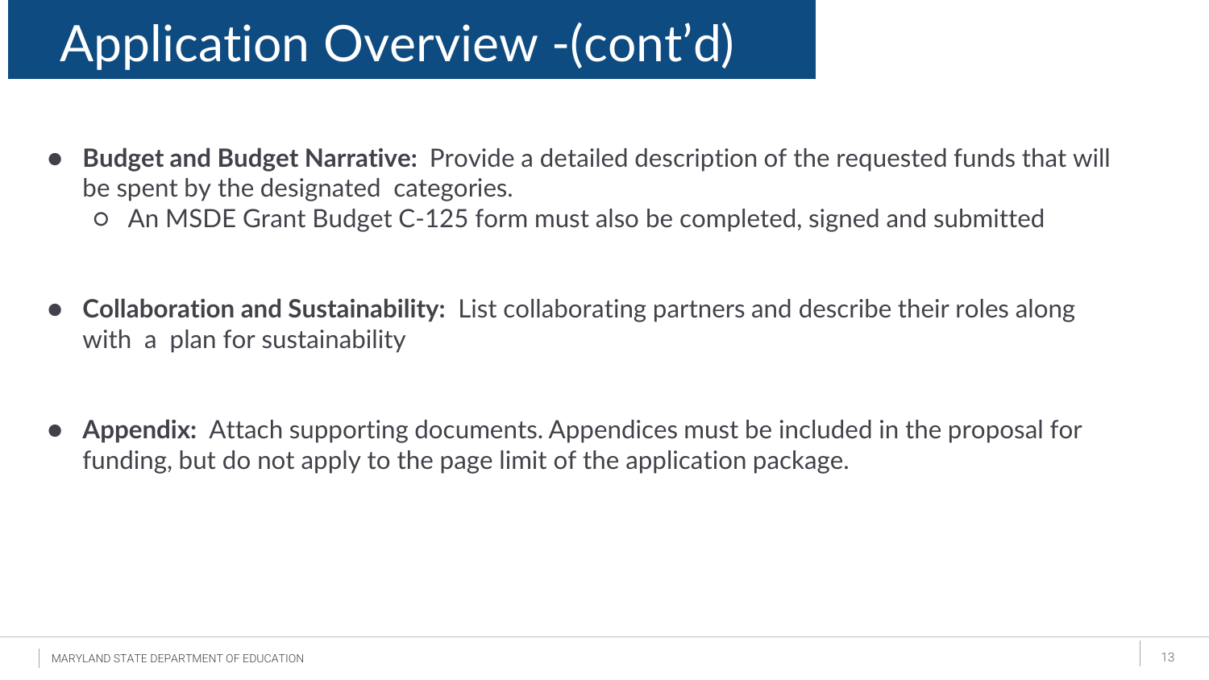# Application Overview -(cont'd)

- **Budget and Budget Narrative:** Provide a detailed description of the requested funds that will be spent by the designated categories.
  - An MSDE Grant Budget C-125 form must also be completed, signed and submitted

- **Collaboration and Sustainability:** List collaborating partners and describe their roles along with a plan for sustainability

- **Appendix:** Attach supporting documents. Appendices must be included in the proposal for funding, but do not apply to the page limit of the application package.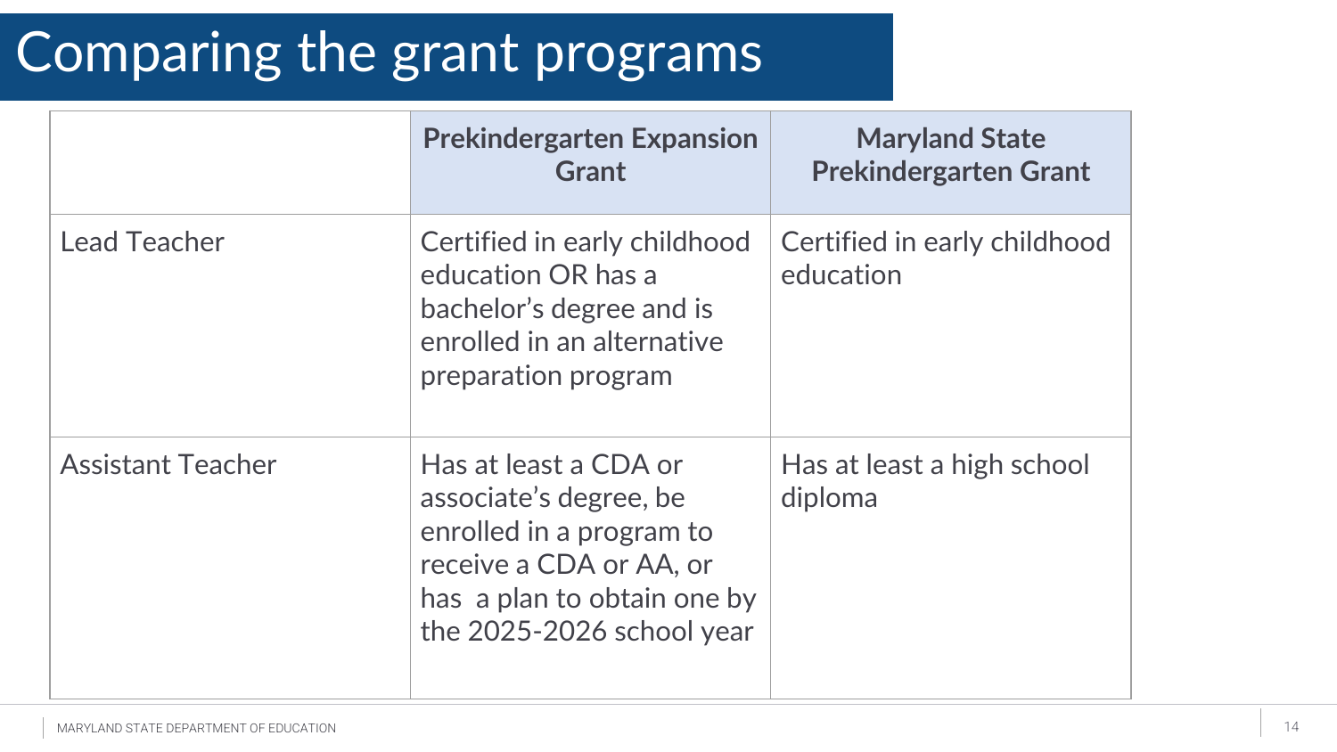# Comparing the grant programs

| | Prekindergarten Expansion Grant | Maryland State Prekindergarten Grant |
|---|---|---|
| Lead Teacher | Certified in early childhood education OR has a bachelor's degree and is enrolled in an alternative preparation program | Certified in early childhood education |
| Assistant Teacher | Has at least a CDA or associate's degree, be enrolled in a program to receive a CDA or AA, or has a plan to obtain one by the 2025-2026 school year | Has at least a high school diploma |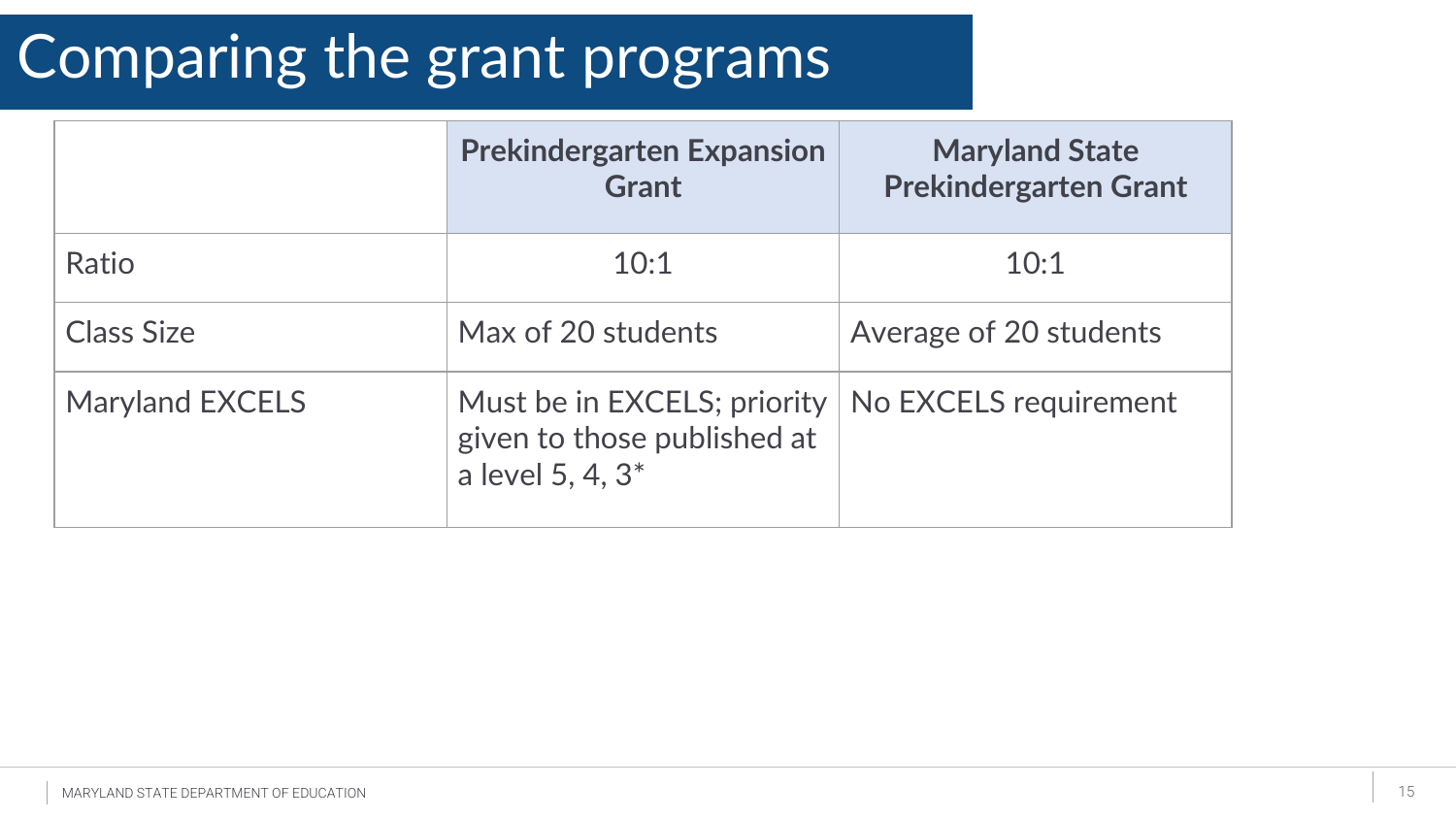# Comparing the grant programs

| | Prekindergarten Expansion Grant | Maryland State Prekindergarten Grant |
|---|---|---|
| Ratio | 10:1 | 10:1 |
| Class Size | Max of 20 students | Average of 20 students |
| Maryland EXCELS | Must be in EXCELS; priority given to those published at a level 5, 4, 3* | No EXCELS requirement |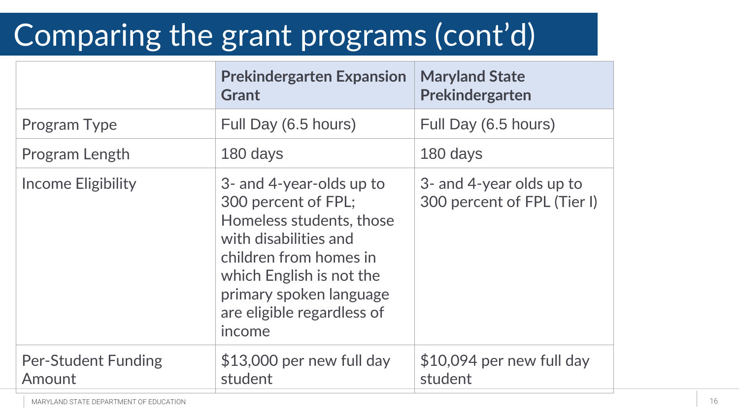# Comparing the grant programs (cont'd)

| | Prekindergarten Expansion Grant | Maryland State Prekindergarten |
|---|---|---|
| Program Type | Full Day (6.5 hours) | Full Day (6.5 hours) |
| Program Length | 180 days | 180 days |
| Income Eligibility | 3- and 4-year-olds up to 300 percent of FPL; Homeless students, those with disabilities and children from homes in which English is not the primary spoken language are eligible regardless of income | 3- and 4-year olds up to 300 percent of FPL (Tier I) |
| Per-Student Funding Amount | $13,000 per new full day student | $10,094 per new full day student |

MARYLAND STATE DEPARTMENT OF EDUCATION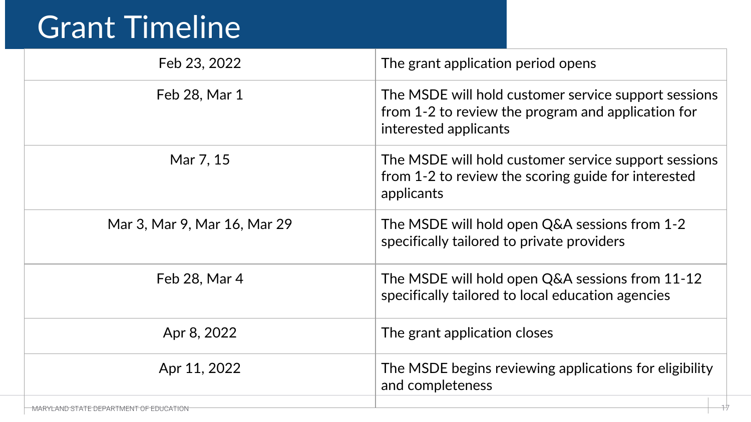# Grant Timeline

| | |
|---|---|
| Feb 23, 2022 | The grant application period opens |
| Feb 28, Mar 1 | The MSDE will hold customer service support sessions from 1-2 to review the program and application for interested applicants |
| Mar 7, 15 | The MSDE will hold customer service support sessions from 1-2 to review the scoring guide for interested applicants |
| Mar 3, Mar 9, Mar 16, Mar 29 | The MSDE will hold open Q&A sessions from 1-2 specifically tailored to private providers |
| Feb 28, Mar 4 | The MSDE will hold open Q&A sessions from 11-12 specifically tailored to local education agencies |
| Apr 8, 2022 | The grant application closes |
| Apr 11, 2022 | The MSDE begins reviewing applications for eligibility and completeness |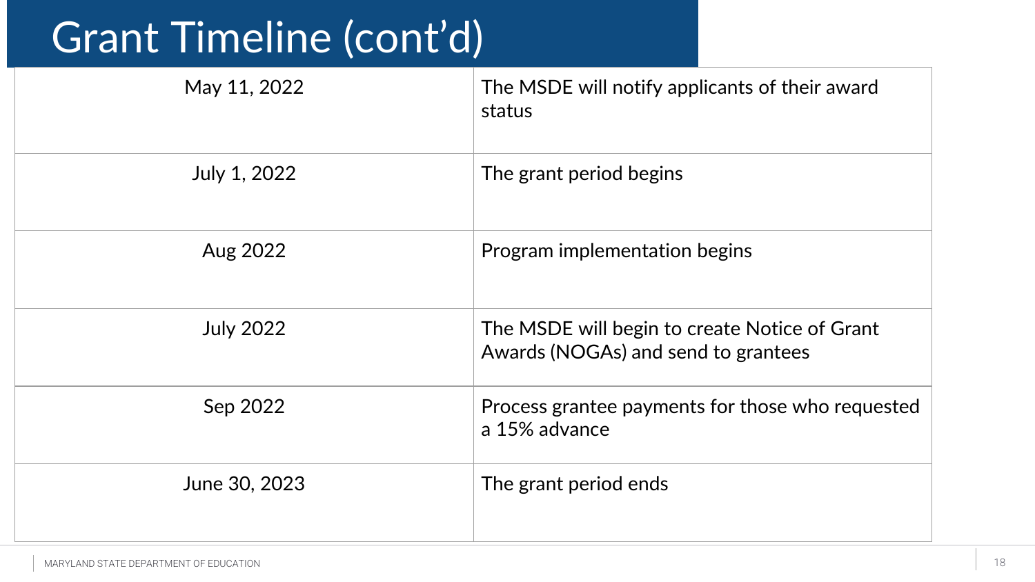# Grant Timeline (cont'd)

| | |
|---|---|
| May 11, 2022 | The MSDE will notify applicants of their award status |
| July 1, 2022 | The grant period begins |
| Aug 2022 | Program implementation begins |
| July 2022 | The MSDE will begin to create Notice of Grant Awards (NOGAs) and send to grantees |
| Sep 2022 | Process grantee payments for those who requested a 15% advance |
| June 30, 2023 | The grant period ends |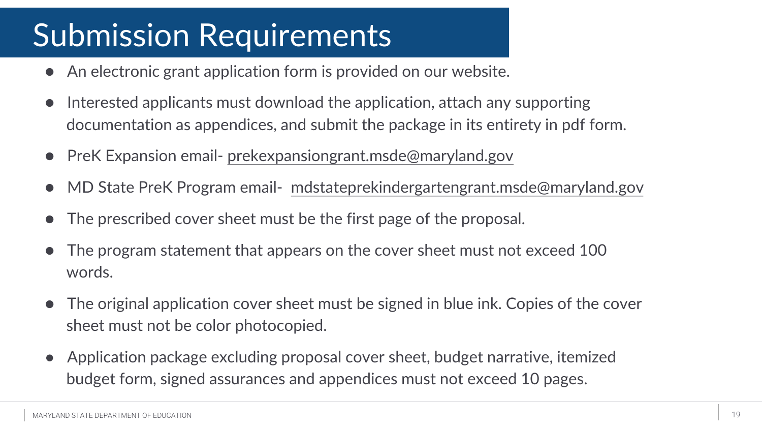# Submission Requirements

- An electronic grant application form is provided on our website.
- Interested applicants must download the application, attach any supporting documentation as appendices, and submit the package in its entirety in pdf form.
- PreK Expansion email- prekexpansiongrant.msde@maryland.gov
- MD State PreK Program email- mdstateprekindergartengrant.msde@maryland.gov
- The prescribed cover sheet must be the first page of the proposal.
- The program statement that appears on the cover sheet must not exceed 100 words.
- The original application cover sheet must be signed in blue ink. Copies of the cover sheet must not be color photocopied.
- Application package excluding proposal cover sheet, budget narrative, itemized budget form, signed assurances and appendices must not exceed 10 pages.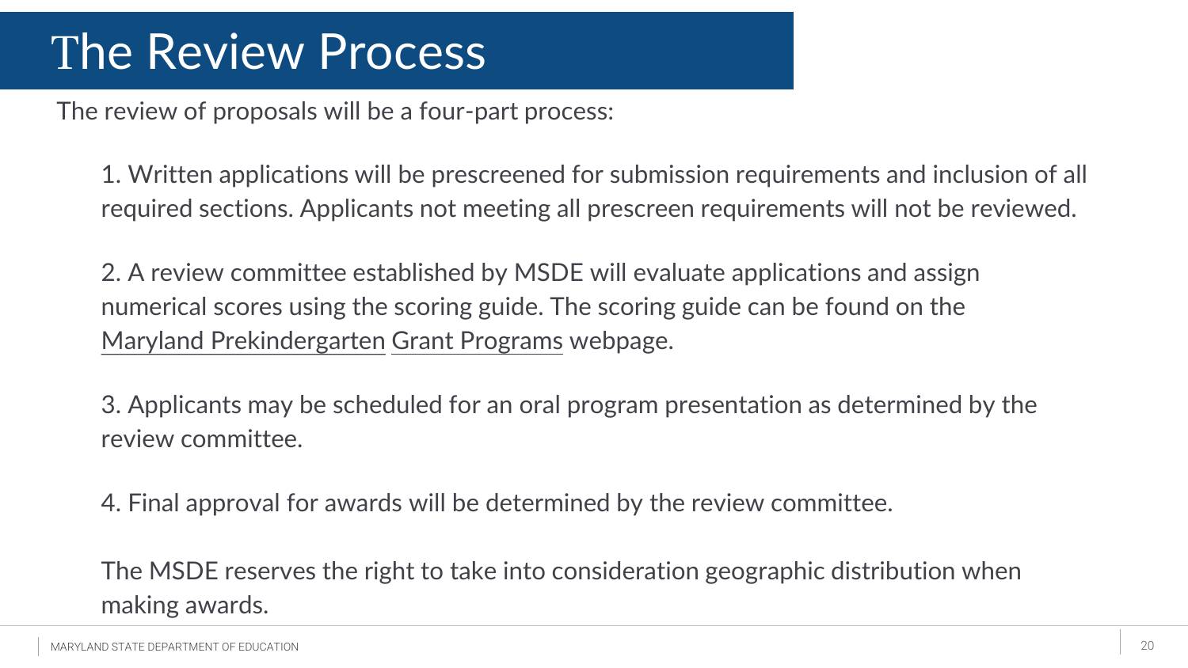# The Review Process

The review of proposals will be a four-part process:

1. Written applications will be prescreened for submission requirements and inclusion of all required sections. Applicants not meeting all prescreen requirements will not be reviewed.

2. A review committee established by MSDE will evaluate applications and assign numerical scores using the scoring guide. The scoring guide can be found on the Maryland Prekindergarten Grant Programs webpage.

3. Applicants may be scheduled for an oral program presentation as determined by the review committee.

4. Final approval for awards will be determined by the review committee.

The MSDE reserves the right to take into consideration geographic distribution when making awards.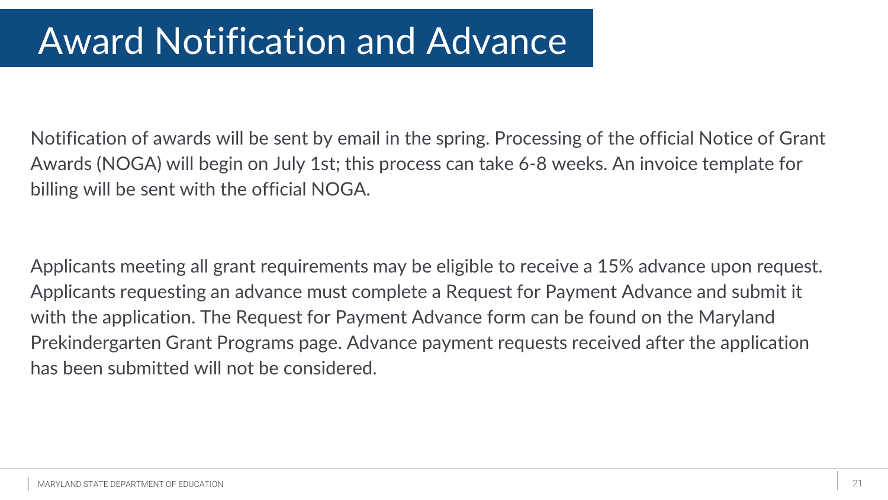# Award Notification and Advance

Notification of awards will be sent by email in the spring. Processing of the official Notice of Grant Awards (NOGA) will begin on July 1st; this process can take 6-8 weeks. An invoice template for billing will be sent with the official NOGA.

Applicants meeting all grant requirements may be eligible to receive a 15% advance upon request. Applicants requesting an advance must complete a Request for Payment Advance and submit it with the application. The Request for Payment Advance form can be found on the Maryland Prekindergarten Grant Programs page. Advance payment requests received after the application has been submitted will not be considered.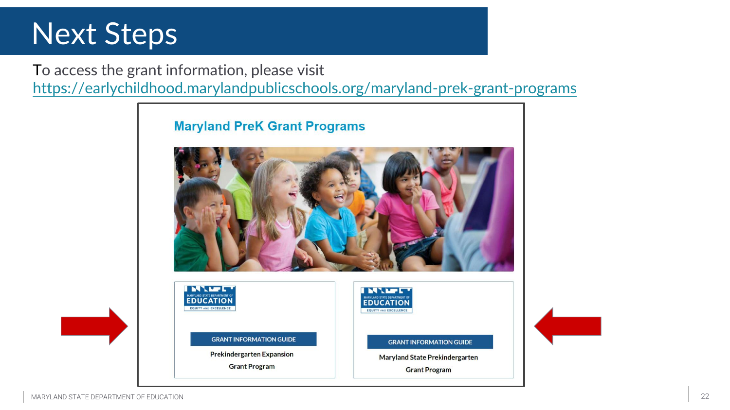# Next Steps

To access the grant information, please visit https://earlychildhood.marylandpublicschools.org/maryland-prek-grant-programs

## Maryland PreK Grant Programs

MARYLAND STATE DEPARTMENT OF EDUCATION
EQUITY AND EXCELLENCE

GRANT INFORMATION GUIDE

Prekindergarten Expansion Grant Program

MARYLAND STATE DEPARTMENT OF EDUCATION
EQUITY AND EXCELLENCE

GRANT INFORMATION GUIDE

Maryland State Prekindergarten Grant Program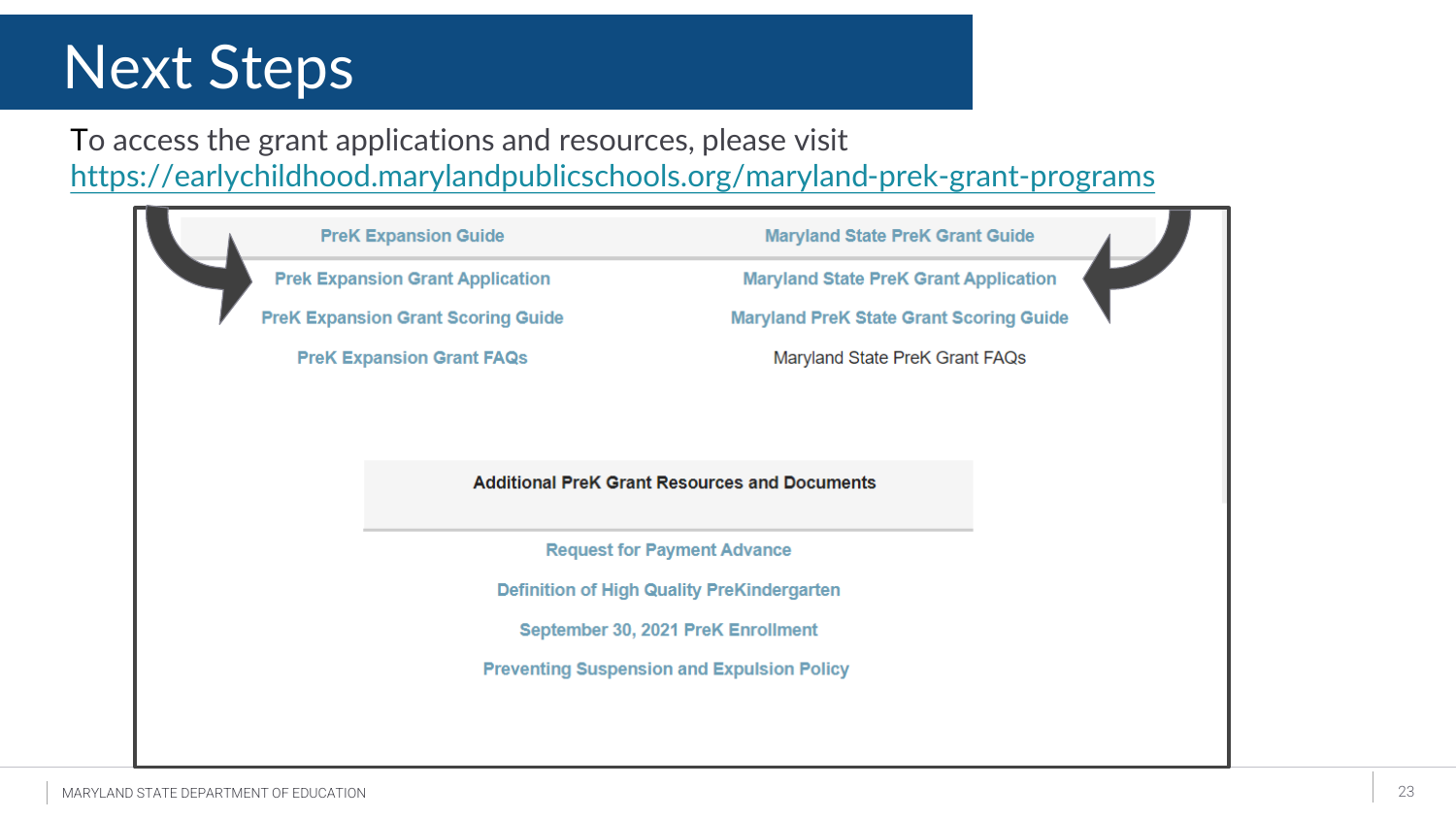# Next Steps

To access the grant applications and resources, please visit https://earlychildhood.marylandpublicschools.org/maryland-prek-grant-programs

| PreK Expansion Guide | Maryland State PreK Grant Guide |
| --- | --- |
| Prek Expansion Grant Application | Maryland State PreK Grant Application |
| PreK Expansion Grant Scoring Guide | Maryland PreK State Grant Scoring Guide |
| PreK Expansion Grant FAQs | Maryland State PreK Grant FAQs |

**Additional PreK Grant Resources and Documents**

- Request for Payment Advance
- Definition of High Quality PreKindergarten
- September 30, 2021 PreK Enrollment
- Preventing Suspension and Expulsion Policy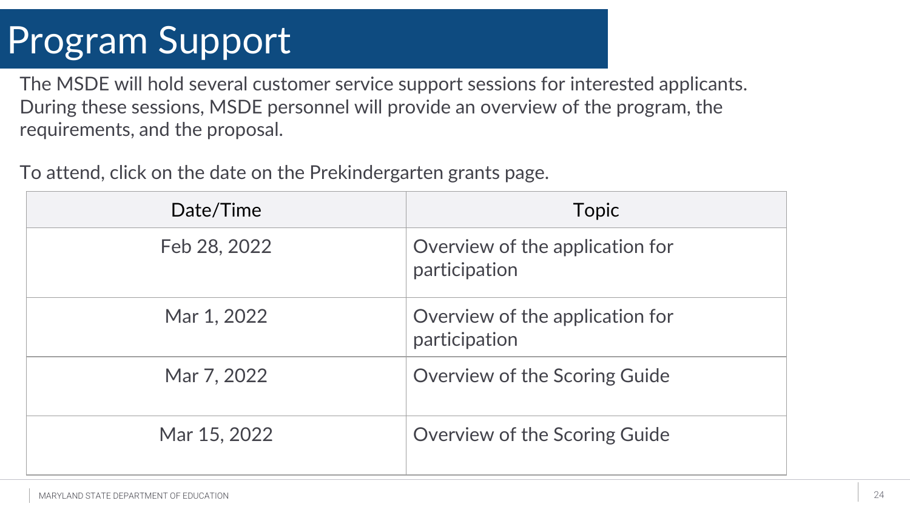# Program Support

The MSDE will hold several customer service support sessions for interested applicants. During these sessions, MSDE personnel will provide an overview of the program, the requirements, and the proposal.

To attend, click on the date on the Prekindergarten grants page.

| Date/Time | Topic |
| --- | --- |
| Feb 28, 2022 | Overview of the application for participation |
| Mar 1, 2022 | Overview of the application for participation |
| Mar 7, 2022 | Overview of the Scoring Guide |
| Mar 15, 2022 | Overview of the Scoring Guide |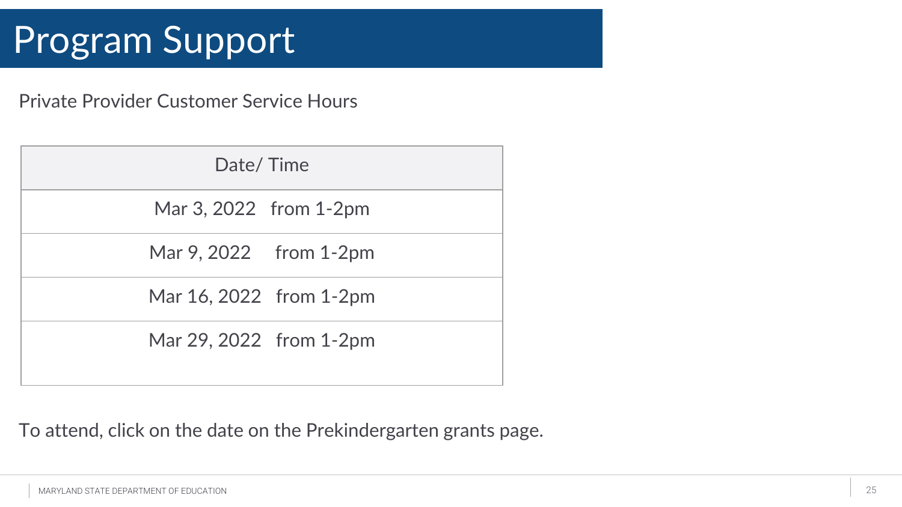# Program Support

Private Provider Customer Service Hours

| Date/ Time |
| --- |
| Mar 3, 2022 from 1-2pm |
| Mar 9, 2022 from 1-2pm |
| Mar 16, 2022 from 1-2pm |
| Mar 29, 2022 from 1-2pm |

To attend, click on the date on the Prekindergarten grants page.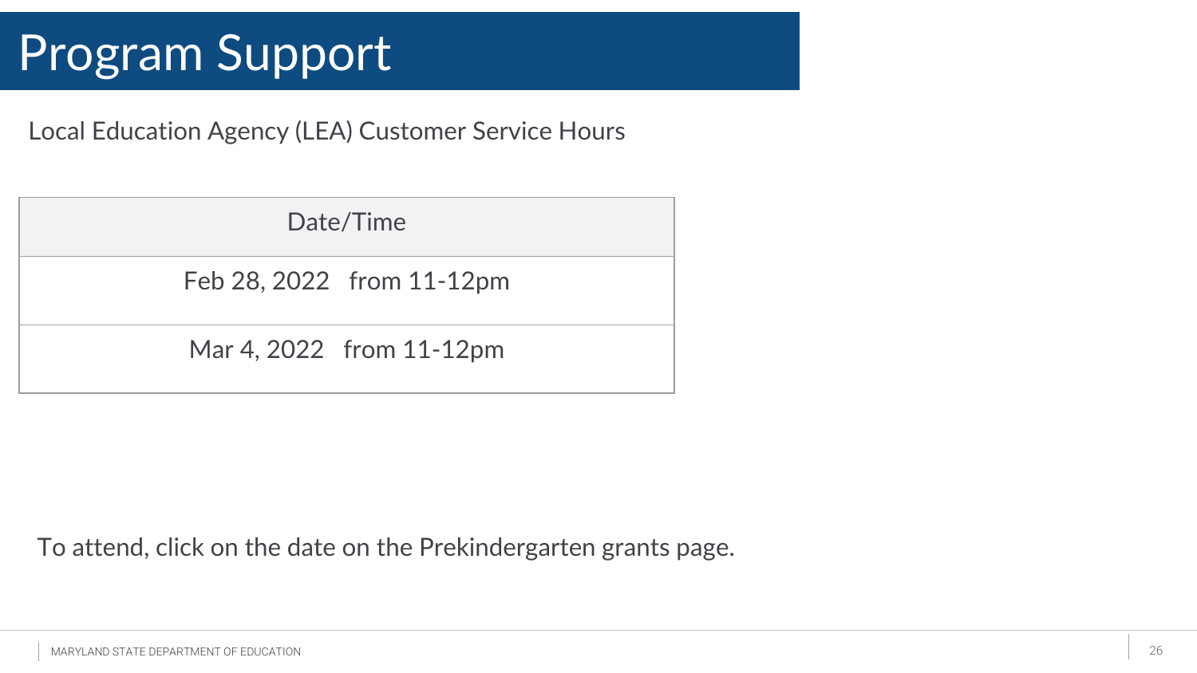# Program Support

Local Education Agency (LEA) Customer Service Hours

| Date/Time |
| --- |
| Feb 28, 2022 from 11-12pm |
| Mar 4, 2022 from 11-12pm |

To attend, click on the date on the Prekindergarten grants page.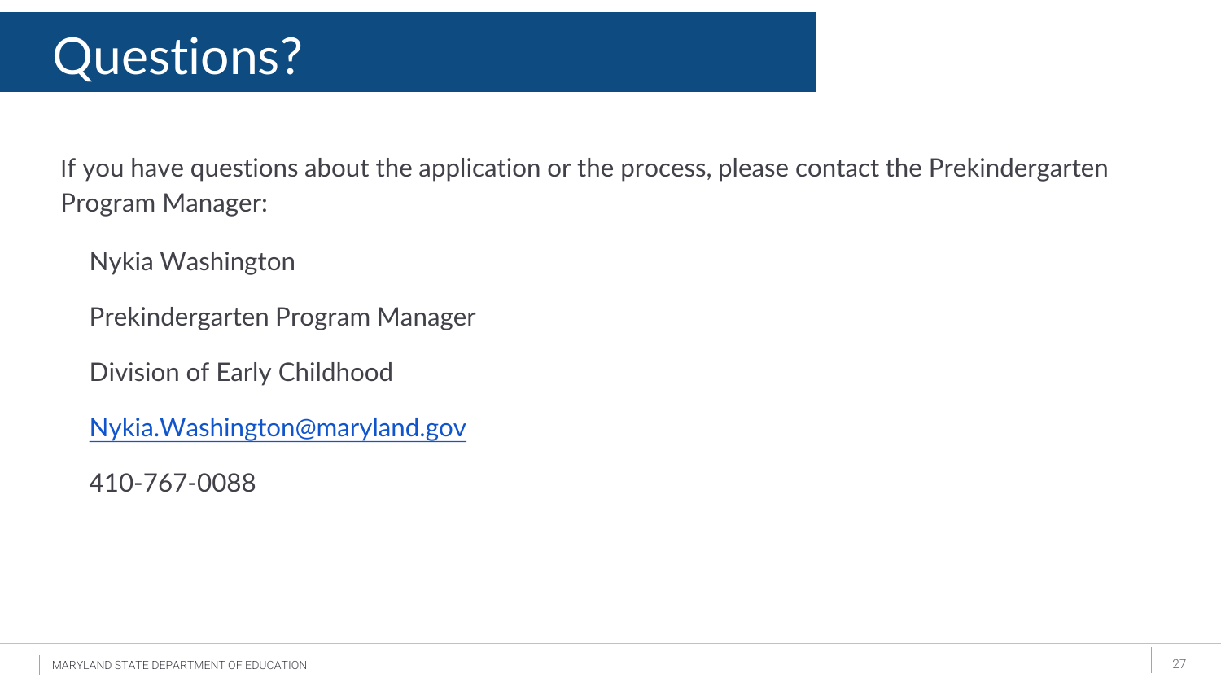# Questions?

If you have questions about the application or the process, please contact the Prekindergarten Program Manager:

Nykia Washington

Prekindergarten Program Manager

Division of Early Childhood

Nykia.Washington@maryland.gov

410-767-0088